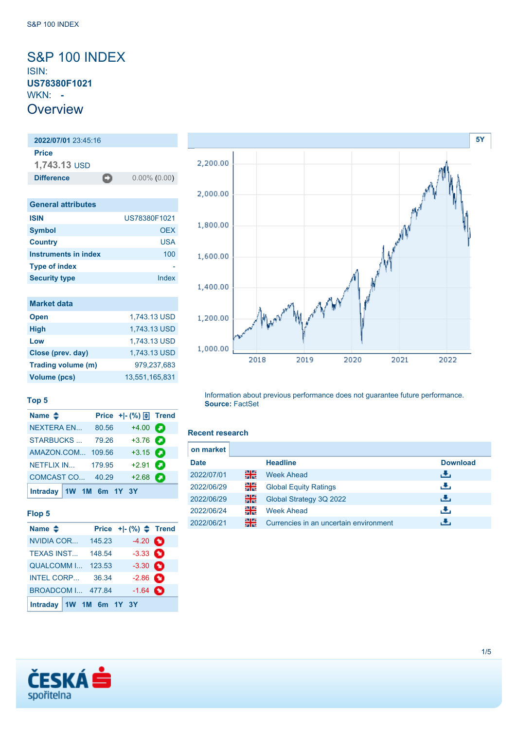# S&P 100 INDEX

ISIN:

**US78380F1021**

WKN: **-**

## Overview

| **2022/07/01** 23:45:16 | |
|---|---|
| **Price** | |
| **1,743.13** USD | |
| **Difference** | 0.00% (0.00) |

| General attributes | |
|---|---|
| **ISIN** | US78380F1021 |
| **Symbol** | OEX |
| **Country** | USA |
| **Instruments in index** | 100 |
| **Type of index** | - |
| **Security type** | Index |

| Market data | |
|---|---|
| **Open** | 1,743.13 USD |
| **High** | 1,743.13 USD |
| **Low** | 1,743.13 USD |
| **Close (prev. day)** | 1,743.13 USD |
| **Trading volume (m)** | 979,237,683 |
| **Volume (pcs)** | 13,551,165,831 |

### Top 5

| Name | Price | +\|- (%) | Trend |
|---|---|---|---|
| NEXTERA EN... | 80.56 | +4.00 | |
| STARBUCKS ... | 79.26 | +3.76 | |
| AMAZON.COM... | 109.56 | +3.15 | |
| NETFLIX IN... | 179.95 | +2.91 | |
| COMCAST CO... | 40.29 | +2.68 | |

Intraday 1W 1M 6m 1Y 3Y

### Flop 5

| Name | Price | +\|- (%) | Trend |
|---|---|---|---|
| NVIDIA COR... | 145.23 | -4.20 | |
| TEXAS INST... | 148.54 | -3.33 | |
| QUALCOMM I... | 123.53 | -3.30 | |
| INTEL CORP... | 36.34 | -2.86 | |
| BROADCOM I... | 477.84 | -1.64 | |

Intraday 1W 1M 6m 1Y 3Y

Information about previous performance does not guarantee future performance.
**Source:** FactSet

### Recent research

on market

| Date | Headline | Download |
|---|---|---|
| 2022/07/01 | Week Ahead | |
| 2022/06/29 | Global Equity Ratings | |
| 2022/06/29 | Global Strategy 3Q 2022 | |
| 2022/06/24 | Week Ahead | |
| 2022/06/21 | Currencies in an uncertain environment | |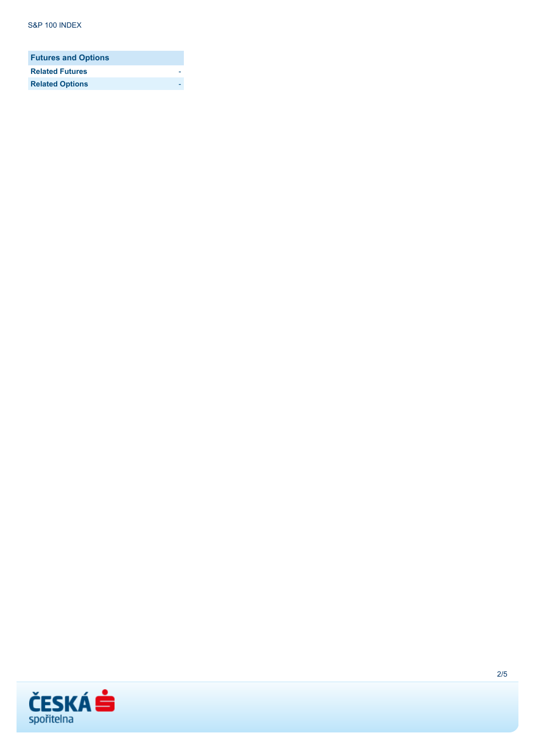| Futures and Options | |
| --- | --- |
| **Related Futures** | - |
| **Related Options** | - |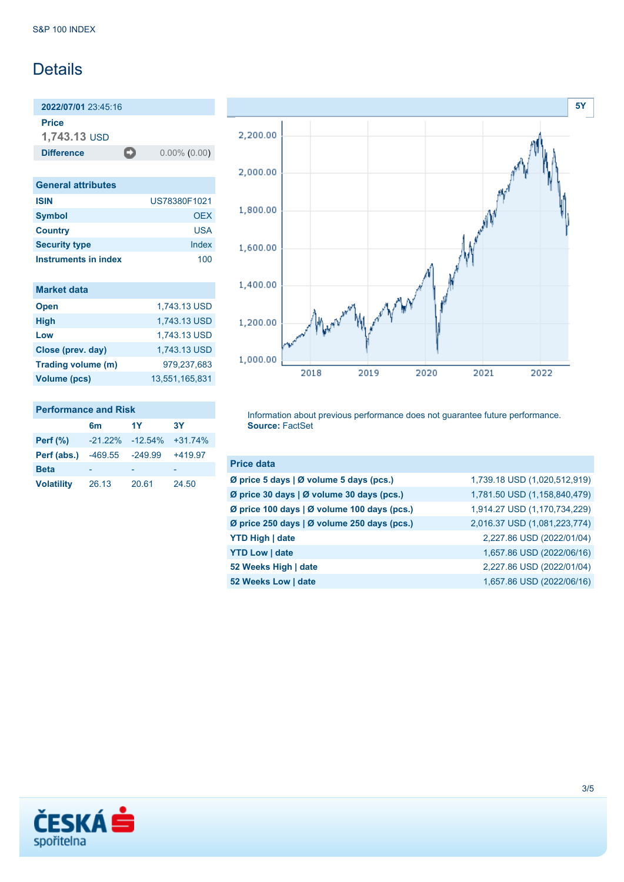# Details

**2022/07/01** 23:45:16

**Price**

**1,743.13** USD

| **Difference** | 0.00% (0.00) |
|---|---|

## General attributes

| | |
|---|---|
| **ISIN** | US78380F1021 |
| **Symbol** | OEX |
| **Country** | USA |
| **Security type** | Index |
| **Instruments in index** | 100 |

## Market data

| | |
|---|---|
| **Open** | 1,743.13 USD |
| **High** | 1,743.13 USD |
| **Low** | 1,743.13 USD |
| **Close (prev. day)** | 1,743.13 USD |
| **Trading volume (m)** | 979,237,683 |
| **Volume (pcs)** | 13,551,165,831 |

## Performance and Risk

| | 6m | 1Y | 3Y |
|---|---|---|---|
| **Perf (%)** | -21.22% | -12.54% | +31.74% |
| **Perf (abs.)** | -469.55 | -249.99 | +419.97 |
| **Beta** | - | - | - |
| **Volatility** | 26.13 | 20.61 | 24.50 |

Information about previous performance does not guarantee future performance.
**Source:** FactSet

## Price data

| | |
|---|---|
| **Ø price 5 days \| Ø volume 5 days (pcs.)** | 1,739.18 USD (1,020,512,919) |
| **Ø price 30 days \| Ø volume 30 days (pcs.)** | 1,781.50 USD (1,158,840,479) |
| **Ø price 100 days \| Ø volume 100 days (pcs.)** | 1,914.27 USD (1,170,734,229) |
| **Ø price 250 days \| Ø volume 250 days (pcs.)** | 2,016.37 USD (1,081,223,774) |
| **YTD High \| date** | 2,227.86 USD (2022/01/04) |
| **YTD Low \| date** | 1,657.86 USD (2022/06/16) |
| **52 Weeks High \| date** | 2,227.86 USD (2022/01/04) |
| **52 Weeks Low \| date** | 1,657.86 USD (2022/06/16) |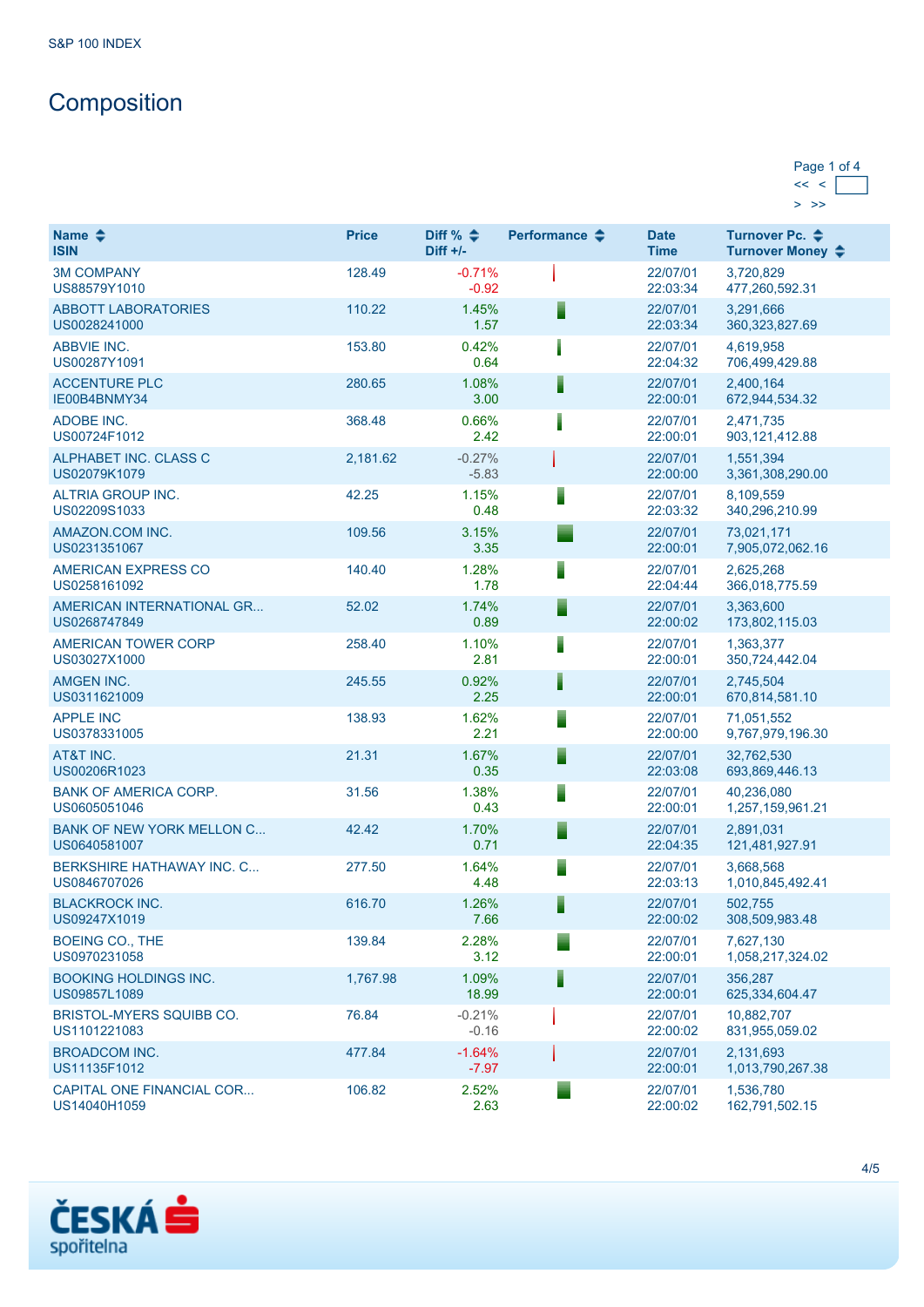S&P 100 INDEX

# Composition

Page 1 of 4

| Name<br>ISIN | Price | Diff %<br>Diff +/- | Performance | Date<br>Time | Turnover Pc.<br>Turnover Money |
|---|---|---|---|---|---|
| 3M COMPANY<br>US88579Y1010 | 128.49 | -0.71%<br>-0.92 | | 22/07/01<br>22:03:34 | 3,720,829<br>477,260,592.31 |
| ABBOTT LABORATORIES<br>US0028241000 | 110.22 | 1.45%<br>1.57 | | 22/07/01<br>22:03:34 | 3,291,666<br>360,323,827.69 |
| ABBVIE INC.<br>US00287Y1091 | 153.80 | 0.42%<br>0.64 | | 22/07/01<br>22:04:32 | 4,619,958<br>706,499,429.88 |
| ACCENTURE PLC<br>IE00B4BNMY34 | 280.65 | 1.08%<br>3.00 | | 22/07/01<br>22:00:01 | 2,400,164<br>672,944,534.32 |
| ADOBE INC.<br>US00724F1012 | 368.48 | 0.66%<br>2.42 | | 22/07/01<br>22:00:01 | 2,471,735<br>903,121,412.88 |
| ALPHABET INC. CLASS C<br>US02079K1079 | 2,181.62 | -0.27%<br>-5.83 | | 22/07/01<br>22:00:00 | 1,551,394<br>3,361,308,290.00 |
| ALTRIA GROUP INC.<br>US02209S1033 | 42.25 | 1.15%<br>0.48 | | 22/07/01<br>22:03:32 | 8,109,559<br>340,296,210.99 |
| AMAZON.COM INC.<br>US0231351067 | 109.56 | 3.15%<br>3.35 | | 22/07/01<br>22:00:01 | 73,021,171<br>7,905,072,062.16 |
| AMERICAN EXPRESS CO<br>US0258161092 | 140.40 | 1.28%<br>1.78 | | 22/07/01<br>22:04:44 | 2,625,268<br>366,018,775.59 |
| AMERICAN INTERNATIONAL GR...<br>US0268747849 | 52.02 | 1.74%<br>0.89 | | 22/07/01<br>22:00:02 | 3,363,600<br>173,802,115.03 |
| AMERICAN TOWER CORP<br>US03027X1000 | 258.40 | 1.10%<br>2.81 | | 22/07/01<br>22:00:01 | 1,363,377<br>350,724,442.04 |
| AMGEN INC.<br>US0311621009 | 245.55 | 0.92%<br>2.25 | | 22/07/01<br>22:00:01 | 2,745,504<br>670,814,581.10 |
| APPLE INC<br>US0378331005 | 138.93 | 1.62%<br>2.21 | | 22/07/01<br>22:00:00 | 71,051,552<br>9,767,979,196.30 |
| AT&T INC.<br>US00206R1023 | 21.31 | 1.67%<br>0.35 | | 22/07/01<br>22:03:08 | 32,762,530<br>693,869,446.13 |
| BANK OF AMERICA CORP.<br>US0605051046 | 31.56 | 1.38%<br>0.43 | | 22/07/01<br>22:00:01 | 40,236,080<br>1,257,159,961.21 |
| BANK OF NEW YORK MELLON C...<br>US0640581007 | 42.42 | 1.70%<br>0.71 | | 22/07/01<br>22:04:35 | 2,891,031<br>121,481,927.91 |
| BERKSHIRE HATHAWAY INC. C...<br>US0846707026 | 277.50 | 1.64%<br>4.48 | | 22/07/01<br>22:03:13 | 3,668,568<br>1,010,845,492.41 |
| BLACKROCK INC.<br>US09247X1019 | 616.70 | 1.26%<br>7.66 | | 22/07/01<br>22:00:02 | 502,755<br>308,509,983.48 |
| BOEING CO., THE<br>US0970231058 | 139.84 | 2.28%<br>3.12 | | 22/07/01<br>22:00:01 | 7,627,130<br>1,058,217,324.02 |
| BOOKING HOLDINGS INC.<br>US09857L1089 | 1,767.98 | 1.09%<br>18.99 | | 22/07/01<br>22:00:01 | 356,287<br>625,334,604.47 |
| BRISTOL-MYERS SQUIBB CO.<br>US1101221083 | 76.84 | -0.21%<br>-0.16 | | 22/07/01<br>22:00:02 | 10,882,707<br>831,955,059.02 |
| BROADCOM INC.<br>US11135F1012 | 477.84 | -1.64%<br>-7.97 | | 22/07/01<br>22:00:01 | 2,131,693<br>1,013,790,267.38 |
| CAPITAL ONE FINANCIAL COR...<br>US14040H1059 | 106.82 | 2.52%<br>2.63 | | 22/07/01<br>22:00:02 | 1,536,780<br>162,791,502.15 |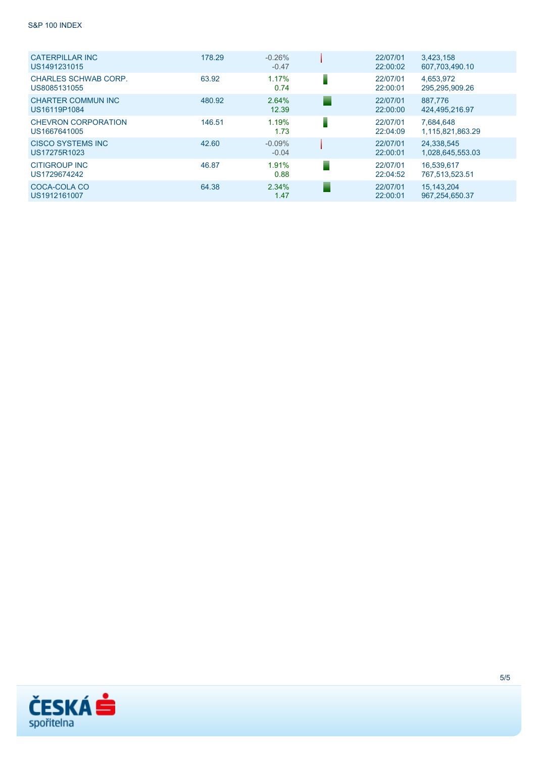| | | | | | |
|---|---|---|---|---|---|
| CATERPILLAR INC<br>US1491231015 | 178.29 | -0.26%<br>-0.47 | | 22/07/01<br>22:00:02 | 3,423,158<br>607,703,490.10 |
| CHARLES SCHWAB CORP.<br>US8085131055 | 63.92 | 1.17%<br>0.74 | | 22/07/01<br>22:00:01 | 4,653,972<br>295,295,909.26 |
| CHARTER COMMUN INC<br>US16119P1084 | 480.92 | 2.64%<br>12.39 | | 22/07/01<br>22:00:00 | 887,776<br>424,495,216.97 |
| CHEVRON CORPORATION<br>US1667641005 | 146.51 | 1.19%<br>1.73 | | 22/07/01<br>22:04:09 | 7,684,648<br>1,115,821,863.29 |
| CISCO SYSTEMS INC<br>US17275R1023 | 42.60 | -0.09%<br>-0.04 | | 22/07/01<br>22:00:01 | 24,338,545<br>1,028,645,553.03 |
| CITIGROUP INC<br>US1729674242 | 46.87 | 1.91%<br>0.88 | | 22/07/01<br>22:04:52 | 16,539,617<br>767,513,523.51 |
| COCA-COLA CO<br>US1912161007 | 64.38 | 2.34%<br>1.47 | | 22/07/01<br>22:00:01 | 15,143,204<br>967,254,650.37 |